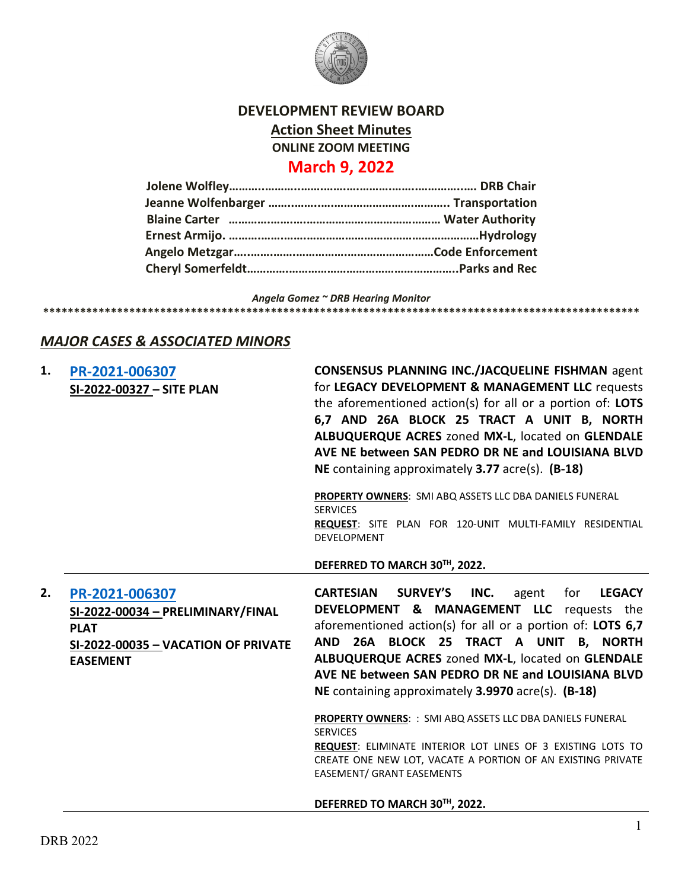# DEVELOPMENT REVIEW BOARD

## Action Sheet Minutes

**ONLINE ZOOM MEETING**

## March 9, 2022

**Jolene Wolfley……………………………………………………………. DRB Chair**
**Jeanne Wolfenbarger ………………………………………………. Transportation**
**Blaine Carter ……………………………………………………… Water Authority**
**Ernest Armijo. ……………………………………………………………………Hydrology**
**Angelo Metzgar………………………………………………………Code Enforcement**
**Cheryl Somerfeldt…………………………………………………………..Parks and Rec**

*Angela Gomez ~ DRB Hearing Monitor*

******************************************************************************************

## *MAJOR CASES & ASSOCIATED MINORS*

**1. PR-2021-006307**
**SI-2022-00327 – SITE PLAN**

**CONSENSUS PLANNING INC./JACQUELINE FISHMAN** agent for **LEGACY DEVELOPMENT & MANAGEMENT LLC** requests the aforementioned action(s) for all or a portion of: **LOTS 6,7 AND 26A BLOCK 25 TRACT A UNIT B, NORTH ALBUQUERQUE ACRES** zoned **MX-L**, located on **GLENDALE AVE NE between SAN PEDRO DR NE and LOUISIANA BLVD NE** containing approximately **3.77** acre(s). **(B-18)**

**PROPERTY OWNERS**: SMI ABQ ASSETS LLC DBA DANIELS FUNERAL SERVICES
**REQUEST**: SITE PLAN FOR 120-UNIT MULTI-FAMILY RESIDENTIAL DEVELOPMENT

**DEFERRED TO MARCH 30TH, 2022.**

---

**2. PR-2021-006307**
**SI-2022-00034 – PRELIMINARY/FINAL PLAT**
**SI-2022-00035 – VACATION OF PRIVATE EASEMENT**

**CARTESIAN SURVEY'S INC.** agent for **LEGACY DEVELOPMENT & MANAGEMENT LLC** requests the aforementioned action(s) for all or a portion of: **LOTS 6,7 AND 26A BLOCK 25 TRACT A UNIT B, NORTH ALBUQUERQUE ACRES** zoned **MX-L**, located on **GLENDALE AVE NE between SAN PEDRO DR NE and LOUISIANA BLVD NE** containing approximately **3.9970** acre(s). **(B-18)**

**PROPERTY OWNERS**: : SMI ABQ ASSETS LLC DBA DANIELS FUNERAL SERVICES
**REQUEST**: ELIMINATE INTERIOR LOT LINES OF 3 EXISTING LOTS TO CREATE ONE NEW LOT, VACATE A PORTION OF AN EXISTING PRIVATE EASEMENT/ GRANT EASEMENTS

**DEFERRED TO MARCH 30TH, 2022.**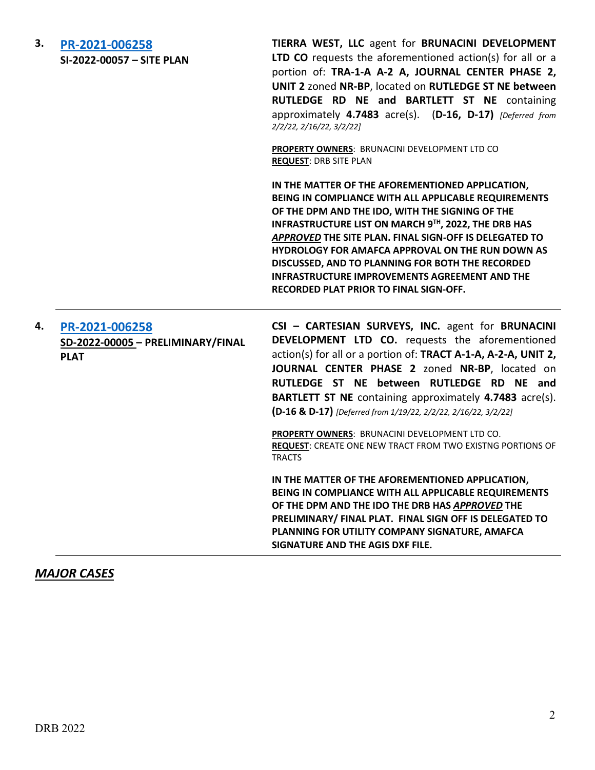**3.** **PR-2021-006258**
**SI-2022-00057 – SITE PLAN**

**TIERRA WEST, LLC** agent for **BRUNACINI DEVELOPMENT LTD CO** requests the aforementioned action(s) for all or a portion of: **TRA-1-A A-2 A, JOURNAL CENTER PHASE 2, UNIT 2** zoned **NR-BP**, located on **RUTLEDGE ST NE between RUTLEDGE RD NE and BARTLETT ST NE** containing approximately **4.7483** acre(s). (**D-16, D-17**) *[Deferred from 2/2/22, 2/16/22, 3/2/22]*

**PROPERTY OWNERS**: BRUNACINI DEVELOPMENT LTD CO
**REQUEST**: DRB SITE PLAN

**IN THE MATTER OF THE AFOREMENTIONED APPLICATION, BEING IN COMPLIANCE WITH ALL APPLICABLE REQUIREMENTS OF THE DPM AND THE IDO, WITH THE SIGNING OF THE INFRASTRUCTURE LIST ON MARCH 9TH, 2022, THE DRB HAS *APPROVED* THE SITE PLAN. FINAL SIGN-OFF IS DELEGATED TO HYDROLOGY FOR AMAFCA APPROVAL ON THE RUN DOWN AS DISCUSSED, AND TO PLANNING FOR BOTH THE RECORDED INFRASTRUCTURE IMPROVEMENTS AGREEMENT AND THE RECORDED PLAT PRIOR TO FINAL SIGN-OFF.**

---

**4.** **PR-2021-006258**
**SD-2022-00005 – PRELIMINARY/FINAL PLAT**

**CSI – CARTESIAN SURVEYS, INC.** agent for **BRUNACINI DEVELOPMENT LTD CO.** requests the aforementioned action(s) for all or a portion of: **TRACT A-1-A, A-2-A, UNIT 2, JOURNAL CENTER PHASE 2** zoned **NR-BP**, located on **RUTLEDGE ST NE between RUTLEDGE RD NE and BARTLETT ST NE** containing approximately **4.7483** acre(s). **(D-16 & D-17)** *[Deferred from 1/19/22, 2/2/22, 2/16/22, 3/2/22]*

**PROPERTY OWNERS**: BRUNACINI DEVELOPMENT LTD CO.
**REQUEST**: CREATE ONE NEW TRACT FROM TWO EXISTNG PORTIONS OF TRACTS

**IN THE MATTER OF THE AFOREMENTIONED APPLICATION, BEING IN COMPLIANCE WITH ALL APPLICABLE REQUIREMENTS OF THE DPM AND THE IDO THE DRB HAS *APPROVED* THE PRELIMINARY/ FINAL PLAT. FINAL SIGN OFF IS DELEGATED TO PLANNING FOR UTILITY COMPANY SIGNATURE, AMAFCA SIGNATURE AND THE AGIS DXF FILE.**

---

***MAJOR CASES***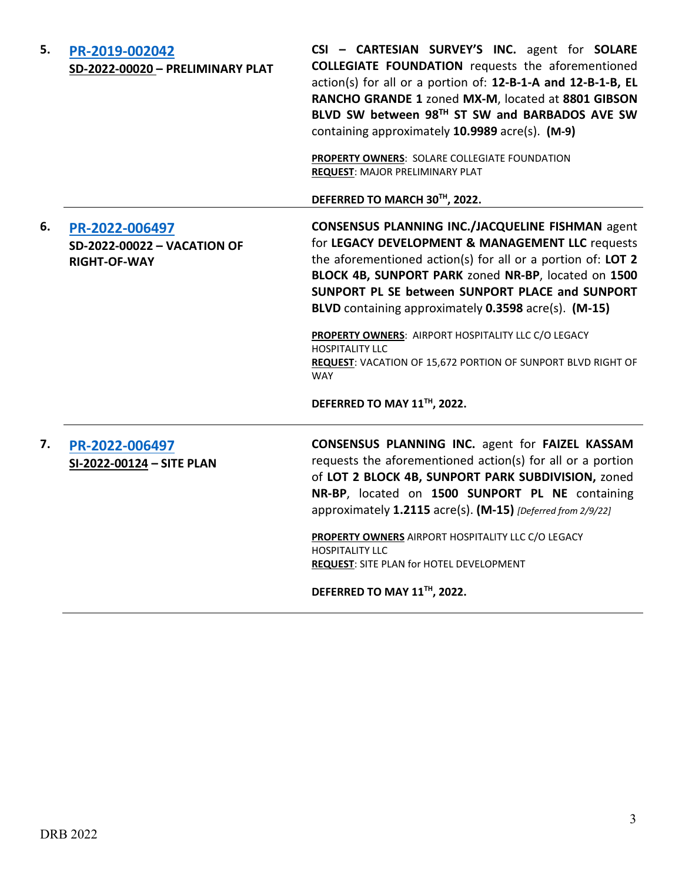| | | |
|---|---|---|
| 5. | **PR-2019-002042**<br>**SD-2022-00020 – PRELIMINARY PLAT** | **CSI – CARTESIAN SURVEY'S INC.** agent for **SOLARE COLLEGIATE FOUNDATION** requests the aforementioned action(s) for all or a portion of: **12-B-1-A and 12-B-1-B, EL RANCHO GRANDE 1** zoned **MX-M**, located at **8801 GIBSON BLVD SW between 98TH ST SW and BARBADOS AVE SW** containing approximately **10.9989** acre(s). **(M-9)**<br><br>**PROPERTY OWNERS**: SOLARE COLLEGIATE FOUNDATION<br>**REQUEST**: MAJOR PRELIMINARY PLAT<br><br>**DEFERRED TO MARCH 30TH, 2022.** |
| 6. | **PR-2022-006497**<br>**SD-2022-00022 – VACATION OF RIGHT-OF-WAY** | **CONSENSUS PLANNING INC./JACQUELINE FISHMAN** agent for **LEGACY DEVELOPMENT & MANAGEMENT LLC** requests the aforementioned action(s) for all or a portion of: **LOT 2 BLOCK 4B, SUNPORT PARK** zoned **NR-BP**, located on **1500 SUNPORT PL SE between SUNPORT PLACE and SUNPORT BLVD** containing approximately **0.3598** acre(s). **(M-15)**<br><br>**PROPERTY OWNERS**: AIRPORT HOSPITALITY LLC C/O LEGACY HOSPITALITY LLC<br>**REQUEST**: VACATION OF 15,672 PORTION OF SUNPORT BLVD RIGHT OF WAY<br><br>**DEFERRED TO MAY 11TH, 2022.** |
| 7. | **PR-2022-006497**<br>**SI-2022-00124 – SITE PLAN** | **CONSENSUS PLANNING INC.** agent for **FAIZEL KASSAM** requests the aforementioned action(s) for all or a portion of **LOT 2 BLOCK 4B, SUNPORT PARK SUBDIVISION,** zoned **NR-BP**, located on **1500 SUNPORT PL NE** containing approximately **1.2115** acre(s). **(M-15)** *[Deferred from 2/9/22]*<br><br>**PROPERTY OWNERS** AIRPORT HOSPITALITY LLC C/O LEGACY HOSPITALITY LLC<br>**REQUEST**: SITE PLAN for HOTEL DEVELOPMENT<br><br>**DEFERRED TO MAY 11TH, 2022.** |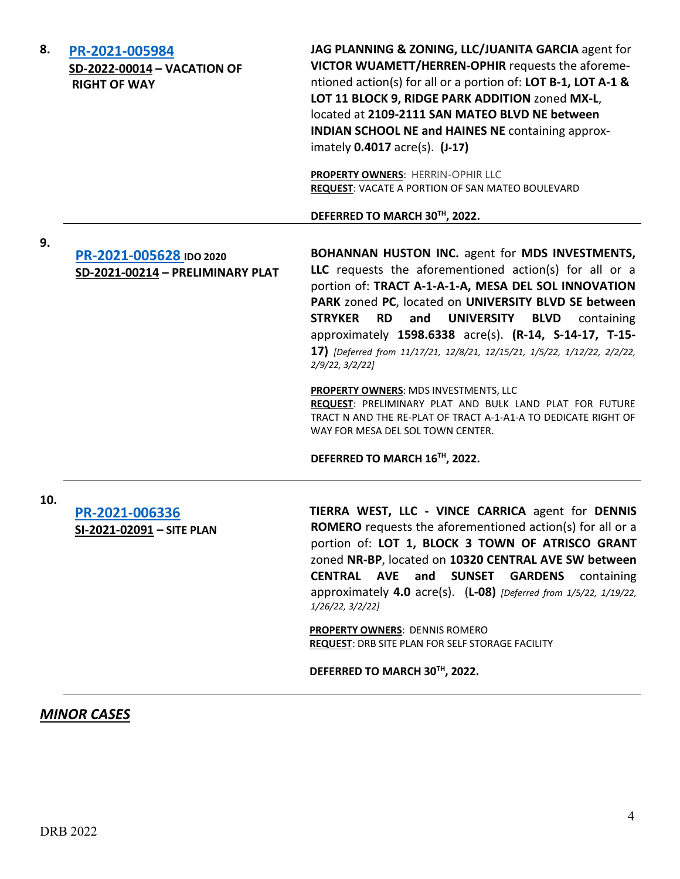**8.** **PR-2021-005984**
**SD-2022-00014 – VACATION OF RIGHT OF WAY**

**JAG PLANNING & ZONING, LLC/JUANITA GARCIA** agent for **VICTOR WUAMETT/HERREN-OPHIR** requests the aforementioned action(s) for all or a portion of: **LOT B-1, LOT A-1 & LOT 11 BLOCK 9, RIDGE PARK ADDITION** zoned **MX-L**, located at **2109-2111 SAN MATEO BLVD NE between INDIAN SCHOOL NE and HAINES NE** containing approximately **0.4017** acre(s). **(J-17)**

**PROPERTY OWNERS**: HERRIN-OPHIR LLC
**REQUEST**: VACATE A PORTION OF SAN MATEO BOULEVARD

**DEFERRED TO MARCH 30TH, 2022.**

---

**9.** **PR-2021-005628** **IDO 2020**
**SD-2021-00214 – PRELIMINARY PLAT**

**BOHANNAN HUSTON INC.** agent for **MDS INVESTMENTS, LLC** requests the aforementioned action(s) for all or a portion of: **TRACT A-1-A-1-A, MESA DEL SOL INNOVATION PARK** zoned **PC**, located on **UNIVERSITY BLVD SE between STRYKER RD and UNIVERSITY BLVD** containing approximately **1598.6338** acre(s). **(R-14, S-14-17, T-15-17)** *[Deferred from 11/17/21, 12/8/21, 12/15/21, 1/5/22, 1/12/22, 2/2/22, 2/9/22, 3/2/22]*

**PROPERTY OWNERS**: MDS INVESTMENTS, LLC
**REQUEST**: PRELIMINARY PLAT AND BULK LAND PLAT FOR FUTURE TRACT N AND THE RE-PLAT OF TRACT A-1-A1-A TO DEDICATE RIGHT OF WAY FOR MESA DEL SOL TOWN CENTER.

**DEFERRED TO MARCH 16TH, 2022.**

---

**10.** **PR-2021-006336**
**SI-2021-02091 – SITE PLAN**

**TIERRA WEST, LLC - VINCE CARRICA** agent for **DENNIS ROMERO** requests the aforementioned action(s) for all or a portion of: **LOT 1, BLOCK 3 TOWN OF ATRISCO GRANT** zoned **NR-BP**, located on **10320 CENTRAL AVE SW between CENTRAL AVE and SUNSET GARDENS** containing approximately **4.0** acre(s). (**L-08)** *[Deferred from 1/5/22, 1/19/22, 1/26/22, 3/2/22]*

**PROPERTY OWNERS**: DENNIS ROMERO
**REQUEST**: DRB SITE PLAN FOR SELF STORAGE FACILITY

**DEFERRED TO MARCH 30TH, 2022.**

---

## ***MINOR CASES***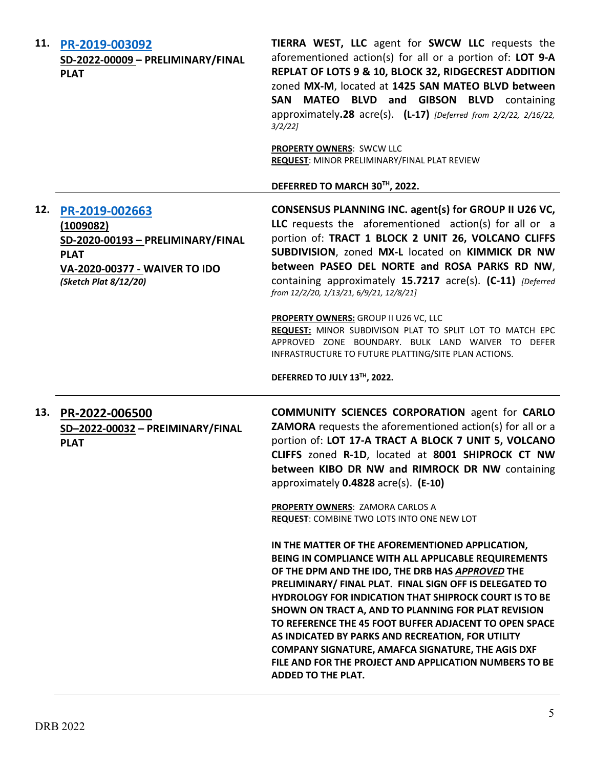| | | |
|---|---|---|
| **11.** | **PR-2019-003092**<br>**SD-2022-00009 – PRELIMINARY/FINAL PLAT** | **TIERRA WEST, LLC** agent for **SWCW LLC** requests the aforementioned action(s) for all or a portion of: **LOT 9-A REPLAT OF LOTS 9 & 10, BLOCK 32, RIDGECREST ADDITION** zoned **MX-M**, located at **1425 SAN MATEO BLVD between SAN MATEO BLVD and GIBSON BLVD** containing approximately **.28** acre(s). **(L-17)** *[Deferred from 2/2/22, 2/16/22, 3/2/22]*<br><br>**PROPERTY OWNERS**: SWCW LLC<br>**REQUEST**: MINOR PRELIMINARY/FINAL PLAT REVIEW<br><br>**DEFERRED TO MARCH 30TH, 2022.** |
| **12.** | **PR-2019-002663**<br>**(1009082)**<br>**SD-2020-00193 – PRELIMINARY/FINAL PLAT**<br>**VA-2020-00377 - WAIVER TO IDO**<br>***(Sketch Plat 8/12/20)*** | **CONSENSUS PLANNING INC. agent(s) for GROUP II U26 VC, LLC** requests the aforementioned action(s) for all or a portion of: **TRACT 1 BLOCK 2 UNIT 26, VOLCANO CLIFFS SUBDIVISION**, zoned **MX-L** located on **KIMMICK DR NW between PASEO DEL NORTE and ROSA PARKS RD NW**, containing approximately **15.7217** acre(s). **(C-11)** *[Deferred from 12/2/20, 1/13/21, 6/9/21, 12/8/21]*<br><br>**PROPERTY OWNERS:** GROUP II U26 VC, LLC<br>**REQUEST:** MINOR SUBDIVISON PLAT TO SPLIT LOT TO MATCH EPC APPROVED ZONE BOUNDARY. BULK LAND WAIVER TO DEFER INFRASTRUCTURE TO FUTURE PLATTING/SITE PLAN ACTIONS.<br><br>**DEFERRED TO JULY 13TH, 2022.** |
| **13.** | **PR-2022-006500**<br>**SD–2022-00032 – PREIMINARY/FINAL PLAT** | **COMMUNITY SCIENCES CORPORATION** agent for **CARLO ZAMORA** requests the aforementioned action(s) for all or a portion of: **LOT 17-A TRACT A BLOCK 7 UNIT 5, VOLCANO CLIFFS** zoned **R-1D**, located at **8001 SHIPROCK CT NW between KIBO DR NW and RIMROCK DR NW** containing approximately **0.4828** acre(s). **(E-10)**<br><br>**PROPERTY OWNERS**: ZAMORA CARLOS A<br>**REQUEST**: COMBINE TWO LOTS INTO ONE NEW LOT<br><br>**IN THE MATTER OF THE AFOREMENTIONED APPLICATION, BEING IN COMPLIANCE WITH ALL APPLICABLE REQUIREMENTS OF THE DPM AND THE IDO, THE DRB HAS *APPROVED* THE PRELIMINARY/ FINAL PLAT. FINAL SIGN OFF IS DELEGATED TO HYDROLOGY FOR INDICATION THAT SHIPROCK COURT IS TO BE SHOWN ON TRACT A, AND TO PLANNING FOR PLAT REVISION TO REFERENCE THE 45 FOOT BUFFER ADJACENT TO OPEN SPACE AS INDICATED BY PARKS AND RECREATION, FOR UTILITY COMPANY SIGNATURE, AMAFCA SIGNATURE, THE AGIS DXF FILE AND FOR THE PROJECT AND APPLICATION NUMBERS TO BE ADDED TO THE PLAT.** |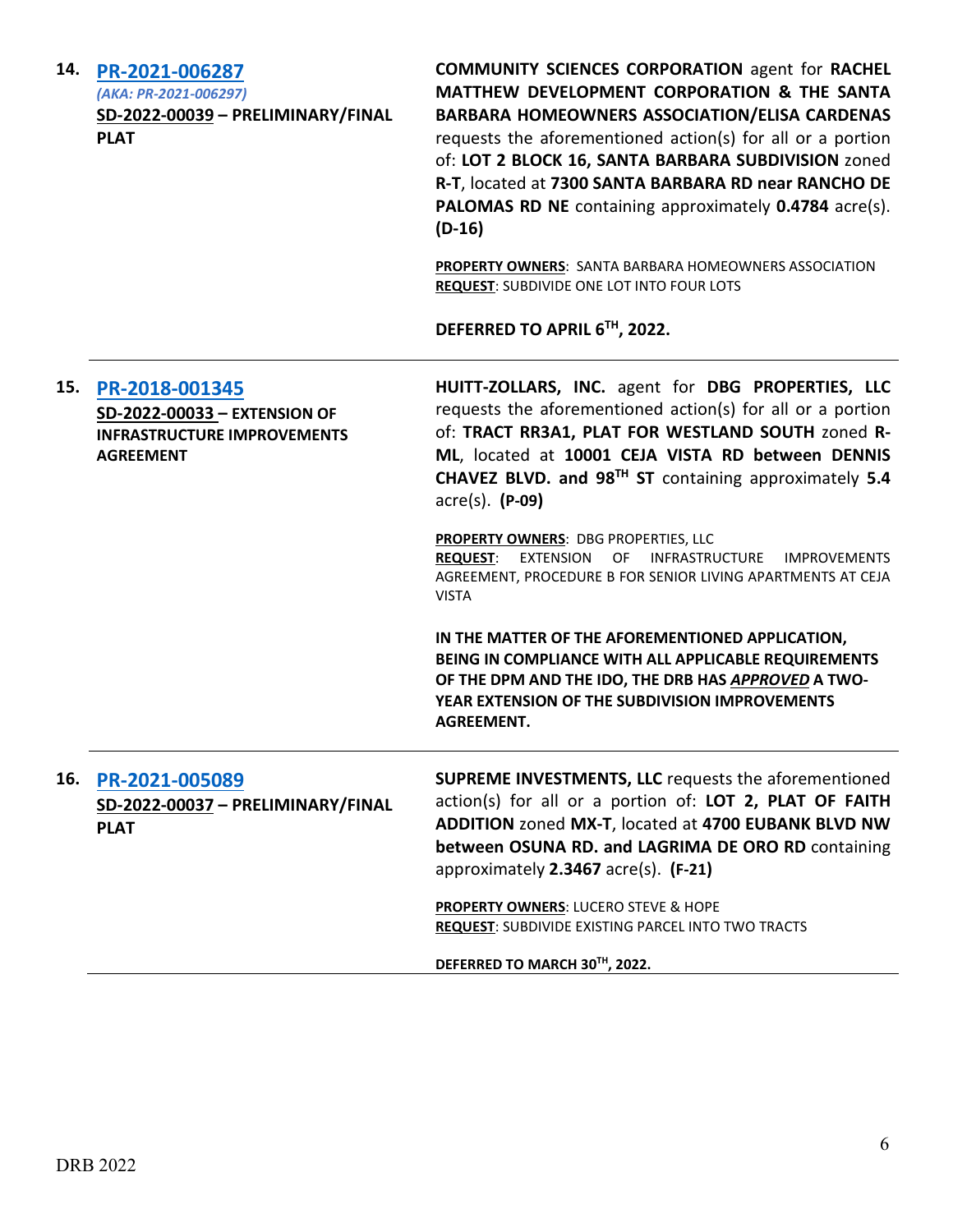**14. [PR-2021-006287](#)**
*(AKA: PR-2021-006297)*
**SD-2022-00039 – PRELIMINARY/FINAL PLAT**

**COMMUNITY SCIENCES CORPORATION** agent for **RACHEL MATTHEW DEVELOPMENT CORPORATION & THE SANTA BARBARA HOMEOWNERS ASSOCIATION/ELISA CARDENAS** requests the aforementioned action(s) for all or a portion of: **LOT 2 BLOCK 16, SANTA BARBARA SUBDIVISION** zoned **R-T**, located at **7300 SANTA BARBARA RD near RANCHO DE PALOMAS RD NE** containing approximately **0.4784** acre(s). **(D-16)**

**PROPERTY OWNERS**: SANTA BARBARA HOMEOWNERS ASSOCIATION
**REQUEST**: SUBDIVIDE ONE LOT INTO FOUR LOTS

**DEFERRED TO APRIL 6TH, 2022.**

---

**15. [PR-2018-001345](#)**
**SD-2022-00033 – EXTENSION OF INFRASTRUCTURE IMPROVEMENTS AGREEMENT**

**HUITT-ZOLLARS, INC.** agent for **DBG PROPERTIES, LLC** requests the aforementioned action(s) for all or a portion of: **TRACT RR3A1, PLAT FOR WESTLAND SOUTH** zoned **R-ML**, located at **10001 CEJA VISTA RD between DENNIS CHAVEZ BLVD. and 98TH ST** containing approximately **5.4** acre(s). **(P-09)**

**PROPERTY OWNERS**: DBG PROPERTIES, LLC
**REQUEST**: EXTENSION OF INFRASTRUCTURE IMPROVEMENTS AGREEMENT, PROCEDURE B FOR SENIOR LIVING APARTMENTS AT CEJA VISTA

**IN THE MATTER OF THE AFOREMENTIONED APPLICATION, BEING IN COMPLIANCE WITH ALL APPLICABLE REQUIREMENTS OF THE DPM AND THE IDO, THE DRB HAS *APPROVED* A TWO-YEAR EXTENSION OF THE SUBDIVISION IMPROVEMENTS AGREEMENT.**

---

**16. [PR-2021-005089](#)**
**SD-2022-00037 – PRELIMINARY/FINAL PLAT**

**SUPREME INVESTMENTS, LLC** requests the aforementioned action(s) for all or a portion of: **LOT 2, PLAT OF FAITH ADDITION** zoned **MX-T**, located at **4700 EUBANK BLVD NW between OSUNA RD. and LAGRIMA DE ORO RD** containing approximately **2.3467** acre(s). **(F-21)**

**PROPERTY OWNERS**: LUCERO STEVE & HOPE
**REQUEST**: SUBDIVIDE EXISTING PARCEL INTO TWO TRACTS

**DEFERRED TO MARCH 30TH, 2022.**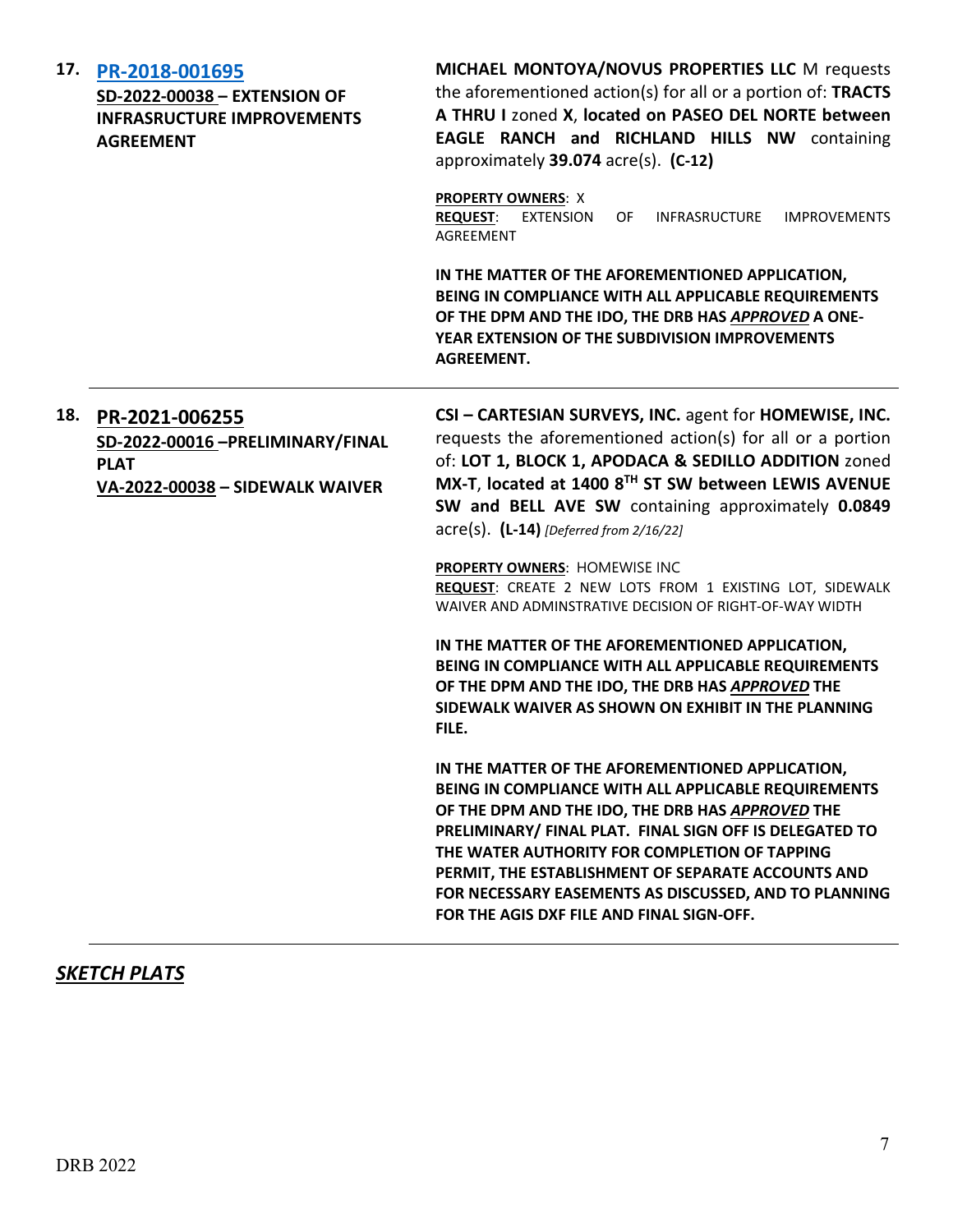**17. [PR-2018-001695](PR-2018-001695)**

**SD-2022-00038 – EXTENSION OF INFRASRUCTURE IMPROVEMENTS AGREEMENT**

**MICHAEL MONTOYA/NOVUS PROPERTIES LLC** M requests the aforementioned action(s) for all or a portion of: **TRACTS A THRU I** zoned **X**, **located on PASEO DEL NORTE between EAGLE RANCH and RICHLAND HILLS NW** containing approximately **39.074** acre(s). **(C-12)**

**PROPERTY OWNERS**: X
**REQUEST**: EXTENSION OF INFRASRUCTURE IMPROVEMENTS AGREEMENT

**IN THE MATTER OF THE AFOREMENTIONED APPLICATION, BEING IN COMPLIANCE WITH ALL APPLICABLE REQUIREMENTS OF THE DPM AND THE IDO, THE DRB HAS *APPROVED* A ONE-YEAR EXTENSION OF THE SUBDIVISION IMPROVEMENTS AGREEMENT.**

---

**18. PR-2021-006255**

**SD-2022-00016 –PRELIMINARY/FINAL PLAT**
**VA-2022-00038 – SIDEWALK WAIVER**

**CSI – CARTESIAN SURVEYS, INC.** agent for **HOMEWISE, INC.** requests the aforementioned action(s) for all or a portion of: **LOT 1, BLOCK 1, APODACA & SEDILLO ADDITION** zoned **MX-T**, **located at 1400 8TH ST SW between LEWIS AVENUE SW and BELL AVE SW** containing approximately **0.0849** acre(s). **(L-14)** *[Deferred from 2/16/22]*

**PROPERTY OWNERS**: HOMEWISE INC
**REQUEST**: CREATE 2 NEW LOTS FROM 1 EXISTING LOT, SIDEWALK WAIVER AND ADMINSTRATIVE DECISION OF RIGHT-OF-WAY WIDTH

**IN THE MATTER OF THE AFOREMENTIONED APPLICATION, BEING IN COMPLIANCE WITH ALL APPLICABLE REQUIREMENTS OF THE DPM AND THE IDO, THE DRB HAS *APPROVED* THE SIDEWALK WAIVER AS SHOWN ON EXHIBIT IN THE PLANNING FILE.**

**IN THE MATTER OF THE AFOREMENTIONED APPLICATION, BEING IN COMPLIANCE WITH ALL APPLICABLE REQUIREMENTS OF THE DPM AND THE IDO, THE DRB HAS *APPROVED* THE PRELIMINARY/ FINAL PLAT. FINAL SIGN OFF IS DELEGATED TO THE WATER AUTHORITY FOR COMPLETION OF TAPPING PERMIT, THE ESTABLISHMENT OF SEPARATE ACCOUNTS AND FOR NECESSARY EASEMENTS AS DISCUSSED, AND TO PLANNING FOR THE AGIS DXF FILE AND FINAL SIGN-OFF.**

---

## ***SKETCH PLATS***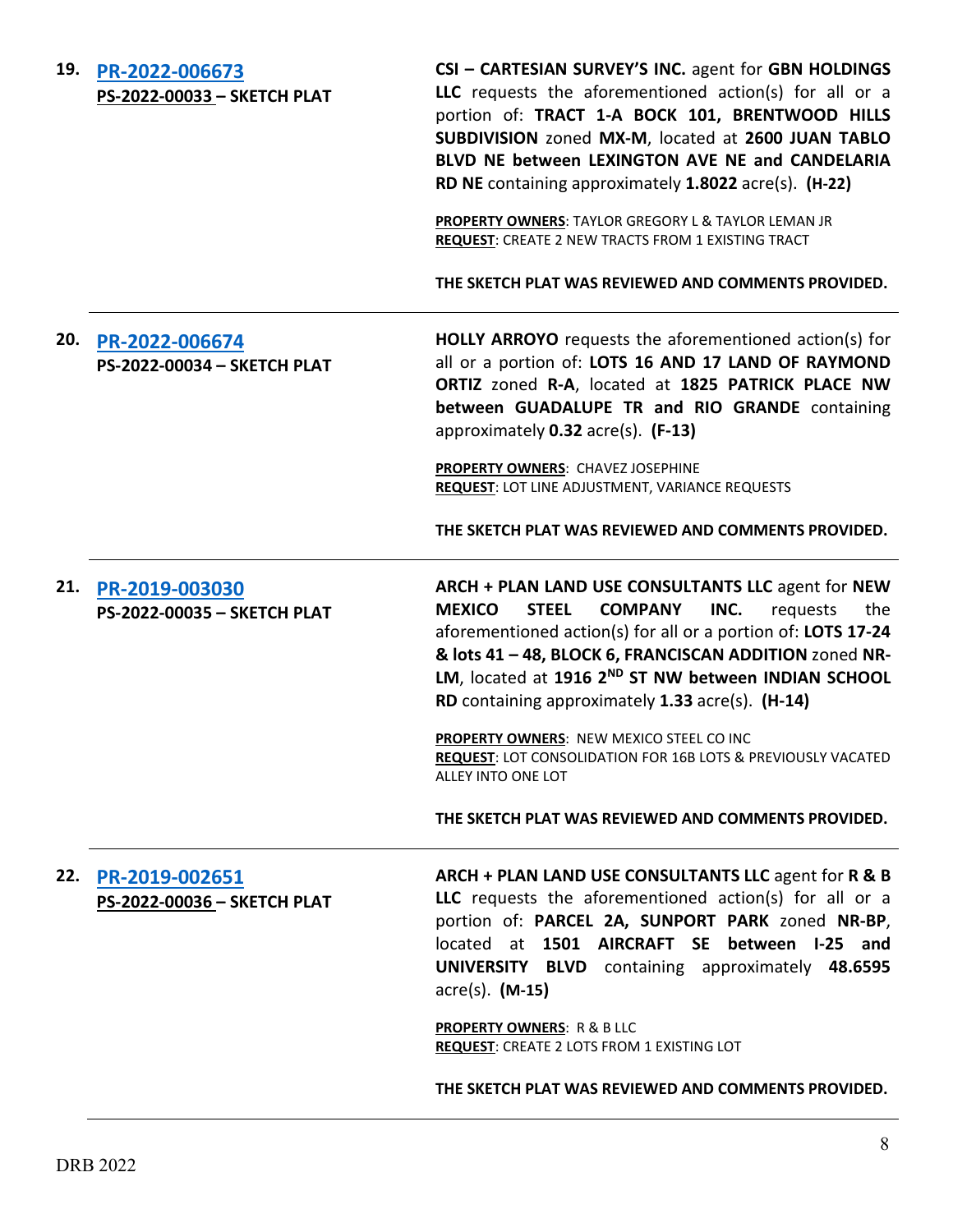**19. [PR-2022-006673](#)**
**PS-2022-00033 – SKETCH PLAT**

**CSI – CARTESIAN SURVEY'S INC.** agent for **GBN HOLDINGS LLC** requests the aforementioned action(s) for all or a portion of: **TRACT 1-A BOCK 101, BRENTWOOD HILLS SUBDIVISION** zoned **MX-M**, located at **2600 JUAN TABLO BLVD NE between LEXINGTON AVE NE and CANDELARIA RD NE** containing approximately **1.8022** acre(s). **(H-22)**

**PROPERTY OWNERS**: TAYLOR GREGORY L & TAYLOR LEMAN JR
**REQUEST**: CREATE 2 NEW TRACTS FROM 1 EXISTING TRACT

**THE SKETCH PLAT WAS REVIEWED AND COMMENTS PROVIDED.**

---

**20. [PR-2022-006674](#)**
**PS-2022-00034 – SKETCH PLAT**

**HOLLY ARROYO** requests the aforementioned action(s) for all or a portion of: **LOTS 16 AND 17 LAND OF RAYMOND ORTIZ** zoned **R-A**, located at **1825 PATRICK PLACE NW between GUADALUPE TR and RIO GRANDE** containing approximately **0.32** acre(s). **(F-13)**

**PROPERTY OWNERS**: CHAVEZ JOSEPHINE
**REQUEST**: LOT LINE ADJUSTMENT, VARIANCE REQUESTS

**THE SKETCH PLAT WAS REVIEWED AND COMMENTS PROVIDED.**

---

**21. [PR-2019-003030](#)**
**PS-2022-00035 – SKETCH PLAT**

**ARCH + PLAN LAND USE CONSULTANTS LLC** agent for **NEW MEXICO STEEL COMPANY INC.** requests the aforementioned action(s) for all or a portion of: **LOTS 17-24 & lots 41 – 48, BLOCK 6, FRANCISCAN ADDITION** zoned **NR-LM**, located at **1916 2ND ST NW between INDIAN SCHOOL RD** containing approximately **1.33** acre(s). **(H-14)**

**PROPERTY OWNERS**: NEW MEXICO STEEL CO INC
**REQUEST**: LOT CONSOLIDATION FOR 16B LOTS & PREVIOUSLY VACATED ALLEY INTO ONE LOT

**THE SKETCH PLAT WAS REVIEWED AND COMMENTS PROVIDED.**

---

**22. [PR-2019-002651](#)**
**PS-2022-00036 – SKETCH PLAT**

**ARCH + PLAN LAND USE CONSULTANTS LLC** agent for **R & B LLC** requests the aforementioned action(s) for all or a portion of: **PARCEL 2A, SUNPORT PARK** zoned **NR-BP**, located at **1501 AIRCRAFT SE between I-25 and UNIVERSITY BLVD** containing approximately **48.6595** acre(s). **(M-15)**

**PROPERTY OWNERS**: R & B LLC
**REQUEST**: CREATE 2 LOTS FROM 1 EXISTING LOT

**THE SKETCH PLAT WAS REVIEWED AND COMMENTS PROVIDED.**

---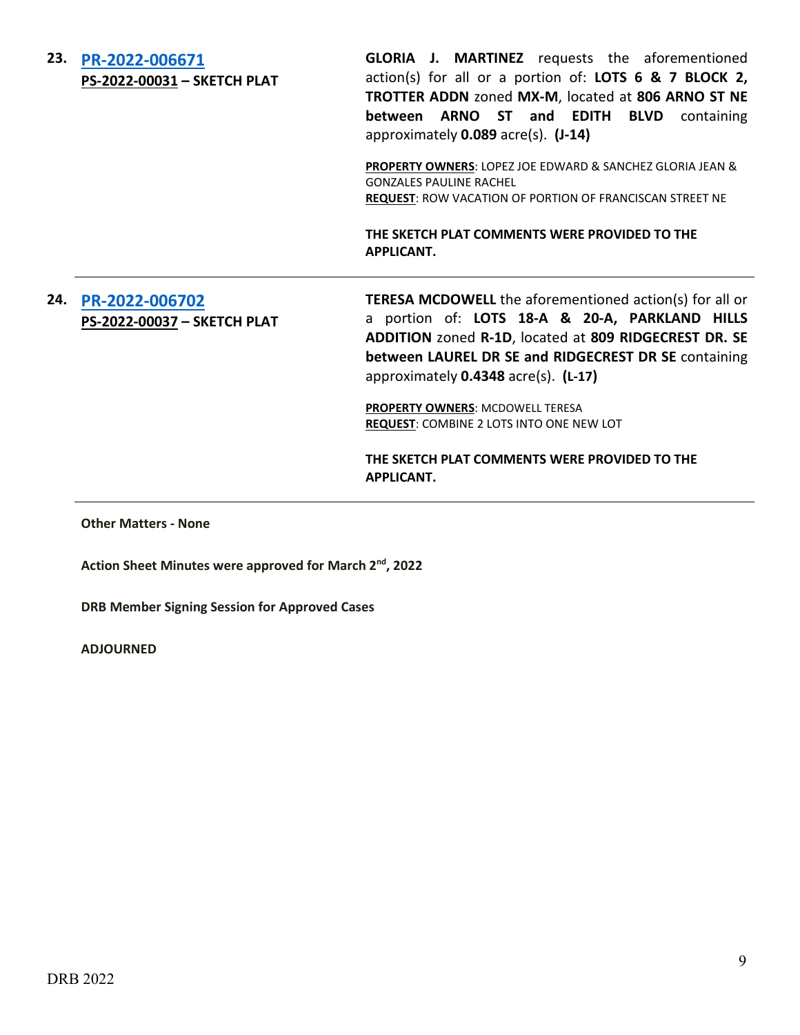**23.** **[PR-2022-006671](PR-2022-006671)**
**PS-2022-00031 – SKETCH PLAT**

**GLORIA J. MARTINEZ** requests the aforementioned action(s) for all or a portion of: **LOTS 6 & 7 BLOCK 2, TROTTER ADDN** zoned **MX-M**, located at **806 ARNO ST NE between ARNO ST and EDITH BLVD** containing approximately **0.089** acre(s). **(J-14)**

**PROPERTY OWNERS**: LOPEZ JOE EDWARD & SANCHEZ GLORIA JEAN & GONZALES PAULINE RACHEL
**REQUEST**: ROW VACATION OF PORTION OF FRANCISCAN STREET NE

**THE SKETCH PLAT COMMENTS WERE PROVIDED TO THE APPLICANT.**

---

**24.** **[PR-2022-006702](PR-2022-006702)**
**PS-2022-00037 – SKETCH PLAT**

**TERESA MCDOWELL** the aforementioned action(s) for all or a portion of: **LOTS 18-A & 20-A, PARKLAND HILLS ADDITION** zoned **R-1D**, located at **809 RIDGECREST DR. SE between LAUREL DR SE and RIDGECREST DR SE** containing approximately **0.4348** acre(s). **(L-17)**

**PROPERTY OWNERS**: MCDOWELL TERESA
**REQUEST**: COMBINE 2 LOTS INTO ONE NEW LOT

**THE SKETCH PLAT COMMENTS WERE PROVIDED TO THE APPLICANT.**

---

**Other Matters - None**

**Action Sheet Minutes were approved for March 2nd, 2022**

**DRB Member Signing Session for Approved Cases**

**ADJOURNED**